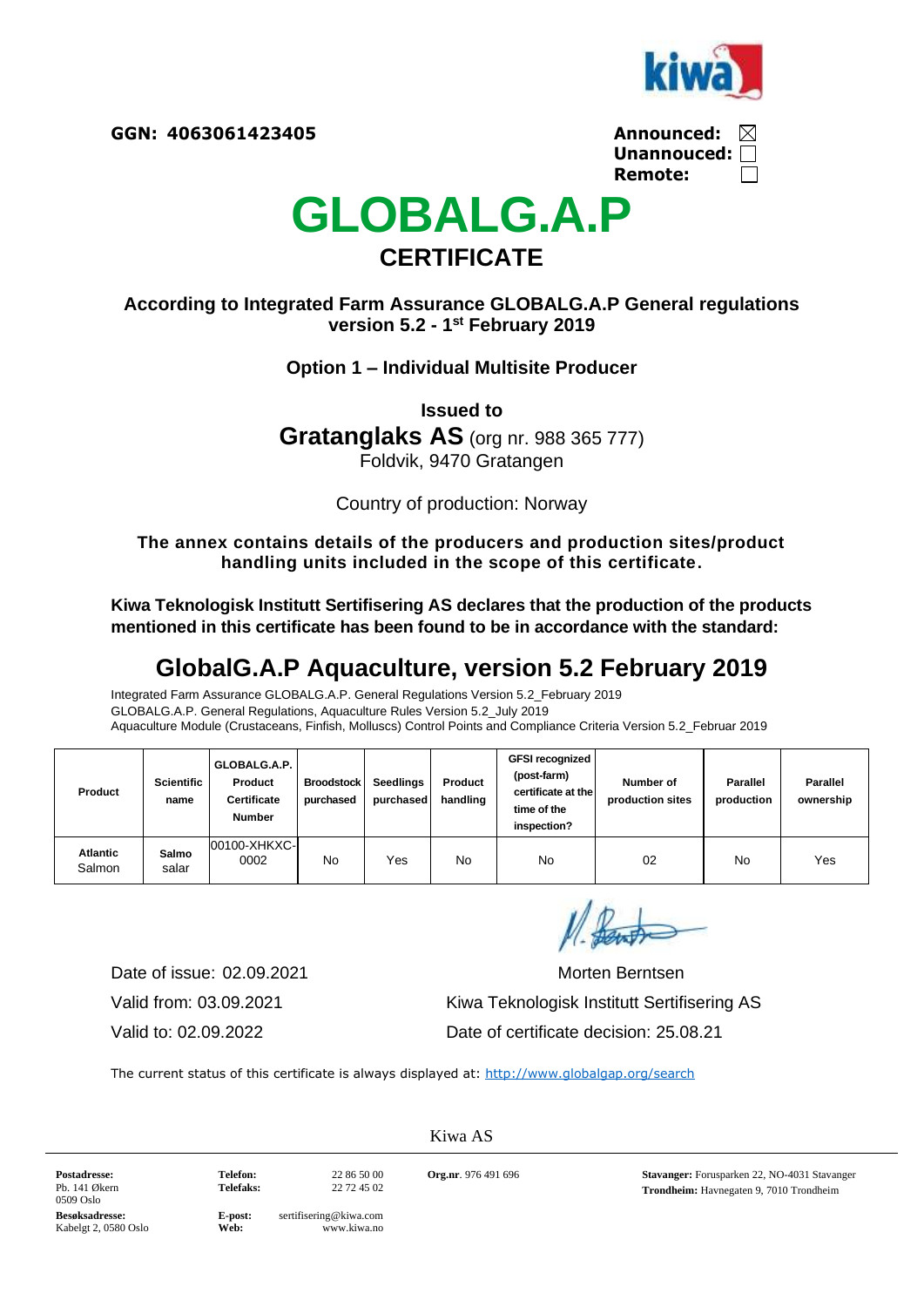**GGN: 4063061423405**

**Announced:** ☒
**Unannounced:** ☐
**Remote:** ☐

# GLOBALG.A.P

## CERTIFICATE

**According to Integrated Farm Assurance GLOBALG.A.P General regulations version 5.2 - 1st February 2019**

**Option 1 – Individual Multisite Producer**

**Issued to**

**Gratanglaks AS** (org nr. 988 365 777)
Foldvik, 9470 Gratangen

Country of production: Norway

**The annex contains details of the producers and production sites/product handling units included in the scope of this certificate.**

**Kiwa Teknologisk Institutt Sertifisering AS declares that the production of the products mentioned in this certificate has been found to be in accordance with the standard:**

## GlobalG.A.P Aquaculture, version 5.2 February 2019

Integrated Farm Assurance GLOBALG.A.P. General Regulations Version 5.2_February 2019
GLOBALG.A.P. General Regulations, Aquaculture Rules Version 5.2_July 2019
Aquaculture Module (Crustaceans, Finfish, Molluscs) Control Points and Compliance Criteria Version 5.2_Februar 2019

| Product | Scientific name | GLOBALG.A.P. Product Certificate Number | Broodstock purchased | Seedlings purchased | Product handling | GFSI recognized (post-farm) certificate at the time of the inspection? | Number of production sites | Parallel production | Parallel ownership |
|---|---|---|---|---|---|---|---|---|---|
| **Atlantic** Salmon | **Salmo** salar | 00100-XHKXC-0002 | No | Yes | No | No | 02 | No | Yes |

Date of issue: 02.09.2021
Valid from: 03.09.2021
Valid to: 02.09.2022

Morten Berntsen
Kiwa Teknologisk Institutt Sertifisering AS
Date of certificate decision: 25.08.21

The current status of this certificate is always displayed at: http://www.globalgap.org/search

Kiwa AS

**Postadresse:** Pb. 141 Økern 0509 Oslo
**Besøksadresse:** Kabelgt 2, 0580 Oslo
**Telefon:** 22 86 50 00
**Telefaks:** 22 72 45 02
**E-post:** sertifisering@kiwa.com
**Web:** www.kiwa.no
**Org.nr**. 976 491 696
**Stavanger:** Forusparken 22, NO-4031 Stavanger
**Trondheim:** Havnegaten 9, 7010 Trondheim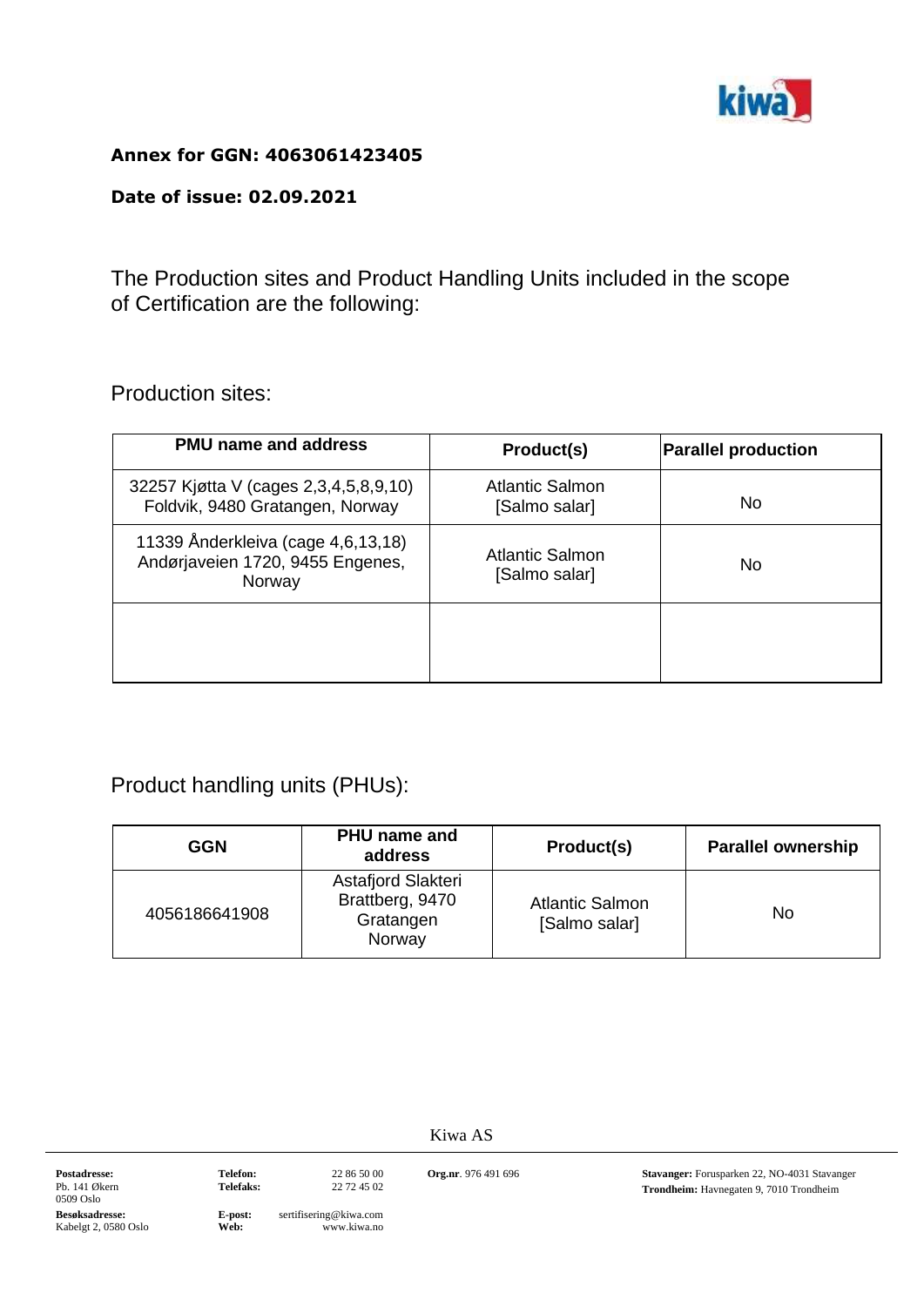**Annex for GGN: 4063061423405**

**Date of issue: 02.09.2021**

The Production sites and Product Handling Units included in the scope of Certification are the following:

Production sites:

| PMU name and address | Product(s) | Parallel production |
|---|---|---|
| 32257 Kjøtta V (cages 2,3,4,5,8,9,10) Foldvik, 9480 Gratangen, Norway | Atlantic Salmon [Salmo salar] | No |
| 11339 Ånderkleiva (cage 4,6,13,18) Andørjaveien 1720, 9455 Engenes, Norway | Atlantic Salmon [Salmo salar] | No |
| | | |

Product handling units (PHUs):

| GGN | PHU name and address | Product(s) | Parallel ownership |
|---|---|---|---|
| 4056186641908 | Astafjord Slakteri Brattberg, 9470 Gratangen Norway | Atlantic Salmon [Salmo salar] | No |

Kiwa AS

**Postadresse:** Pb. 141 Økern 0509 Oslo
**Besøksadresse:** Kabelgt 2, 0580 Oslo
**Telefon:** 22 86 50 00
**Telefaks:** 22 72 45 02
**E-post:** sertifisering@kiwa.com
**Web:** www.kiwa.no
**Org.nr**. 976 491 696
**Stavanger:** Forusparken 22, NO-4031 Stavanger
**Trondheim:** Havnegaten 9, 7010 Trondheim